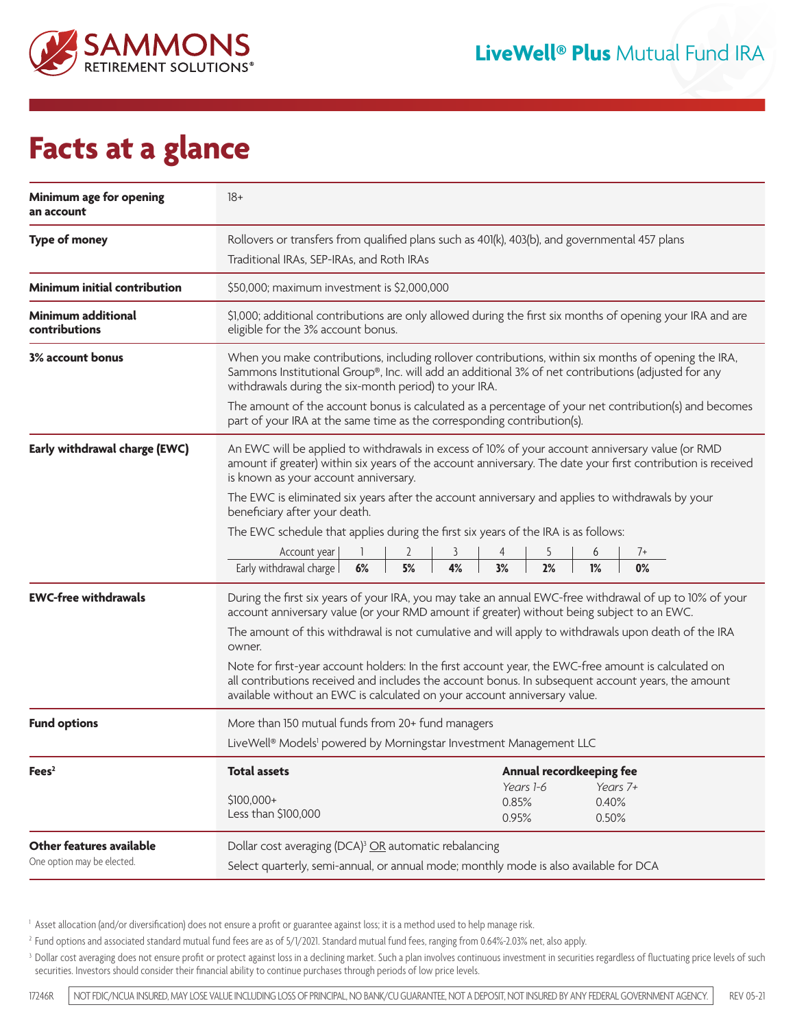**SAMMONS RETIREMENT SOLUTIONS®**

**LiveWell® Plus** Mutual Fund IRA

# Facts at a glance

| | |
|---|---|
| **Minimum age for opening an account** | 18+ |
| **Type of money** | Rollovers or transfers from qualified plans such as 401(k), 403(b), and governmental 457 plans<br>Traditional IRAs, SEP-IRAs, and Roth IRAs |
| **Minimum initial contribution** | $50,000; maximum investment is $2,000,000 |
| **Minimum additional contributions** | $1,000; additional contributions are only allowed during the first six months of opening your IRA and are eligible for the 3% account bonus. |
| **3% account bonus** | When you make contributions, including rollover contributions, within six months of opening the IRA, Sammons Institutional Group®, Inc. will add an additional 3% of net contributions (adjusted for any withdrawals during the six-month period) to your IRA.<br>The amount of the account bonus is calculated as a percentage of your net contribution(s) and becomes part of your IRA at the same time as the corresponding contribution(s). |
| **Early withdrawal charge (EWC)** | An EWC will be applied to withdrawals in excess of 10% of your account anniversary value (or RMD amount if greater) within six years of the account anniversary. The date your first contribution is received is known as your account anniversary.<br>The EWC is eliminated six years after the account anniversary and applies to withdrawals by your beneficiary after your death.<br>The EWC schedule that applies during the first six years of the IRA is as follows: |

| Account year | 1 | 2 | 3 | 4 | 5 | 6 | 7+ |
|---|---|---|---|---|---|---|---|
| Early withdrawal charge | **6%** | **5%** | **4%** | **3%** | **2%** | **1%** | **0%** |

| | |
|---|---|
| **EWC-free withdrawals** | During the first six years of your IRA, you may take an annual EWC-free withdrawal of up to 10% of your account anniversary value (or your RMD amount if greater) without being subject to an EWC.<br>The amount of this withdrawal is not cumulative and will apply to withdrawals upon death of the IRA owner.<br>Note for first-year account holders: In the first account year, the EWC-free amount is calculated on all contributions received and includes the account bonus. In subsequent account years, the amount available without an EWC is calculated on your account anniversary value. |
| **Fund options** | More than 150 mutual funds from 20+ fund managers<br>LiveWell® Models[1] powered by Morningstar Investment Management LLC |

**Fees[2]**

| Total assets | Annual recordkeeping fee Years 1-6 | Annual recordkeeping fee Years 7+ |
|---|---|---|
| $100,000+ | 0.85% | 0.40% |
| Less than $100,000 | 0.95% | 0.50% |

| | |
|---|---|
| **Other features available**<br>One option may be elected. | Dollar cost averaging (DCA)[3] OR automatic rebalancing<br>Select quarterly, semi-annual, or annual mode; monthly mode is also available for DCA |

[1] Asset allocation (and/or diversification) does not ensure a profit or guarantee against loss; it is a method used to help manage risk.

[2] Fund options and associated standard mutual fund fees are as of 5/1/2021. Standard mutual fund fees, ranging from 0.64%-2.03% net, also apply.

[3] Dollar cost averaging does not ensure profit or protect against loss in a declining market. Such a plan involves continuous investment in securities regardless of fluctuating price levels of such securities. Investors should consider their financial ability to continue purchases through periods of low price levels.

17246R | NOT FDIC/NCUA INSURED, MAY LOSE VALUE INCLUDING LOSS OF PRINCIPAL, NO BANK/CU GUARANTEE, NOT A DEPOSIT, NOT INSURED BY ANY FEDERAL GOVERNMENT AGENCY. | REV 05-21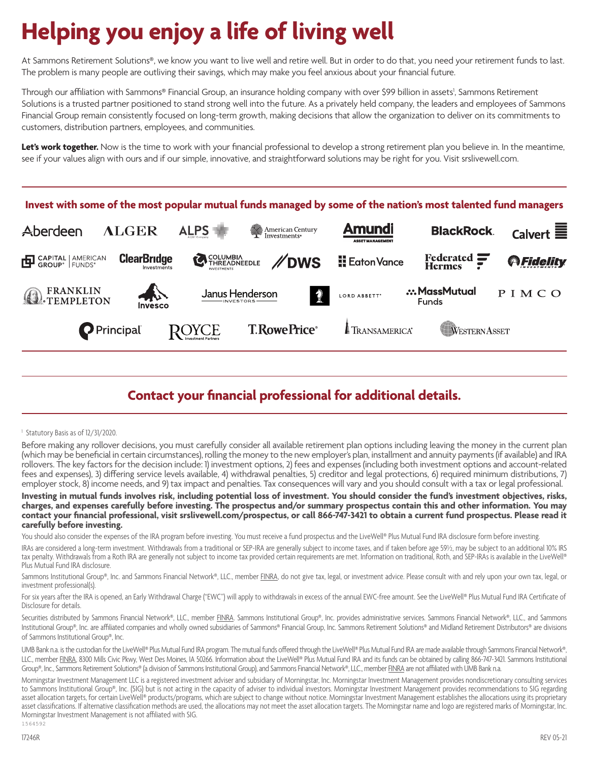# Helping you enjoy a life of living well

At Sammons Retirement Solutions®, we know you want to live well and retire well. But in order to do that, you need your retirement funds to last. The problem is many people are outliving their savings, which may make you feel anxious about your financial future.

Through our affiliation with Sammons® Financial Group, an insurance holding company with over $99 billion in assets[1], Sammons Retirement Solutions is a trusted partner positioned to stand strong well into the future. As a privately held company, the leaders and employees of Sammons Financial Group remain consistently focused on long-term growth, making decisions that allow the organization to deliver on its commitments to customers, distribution partners, employees, and communities.

**Let's work together.** Now is the time to work with your financial professional to develop a strong retirement plan you believe in. In the meantime, see if your values align with ours and if our simple, innovative, and straightforward solutions may be right for you. Visit srslivewell.com.

## Invest with some of the most popular mutual funds managed by some of the nation's most talented fund managers

Aberdeen
ALGER
ALPS
American Century Investments
Amundi Asset Management
BlackRock
Calvert
Capital Group | American Funds
ClearBridge Investments
Columbia Threadneedle Investments
DWS
Eaton Vance
Federated Hermes
Fidelity Investments
Franklin Templeton
Invesco
Janus Henderson Investors
Lord Abbett
MassMutual Funds
PIMCO
Principal
Royce Investment Partners
T.RowePrice
Transamerica
Western Asset

## Contact your financial professional for additional details.

[1] Statutory Basis as of 12/31/2020.

Before making any rollover decisions, you must carefully consider all available retirement plan options including leaving the money in the current plan (which may be beneficial in certain circumstances), rolling the money to the new employer's plan, installment and annuity payments (if available) and IRA rollovers. The key factors for the decision include: 1) investment options, 2) fees and expenses (including both investment options and account-related fees and expenses), 3) differing service levels available, 4) withdrawal penalties, 5) creditor and legal protections, 6) required minimum distributions, 7) employer stock, 8) income needs, and 9) tax impact and penalties. Tax consequences will vary and you should consult with a tax or legal professional.

**Investing in mutual funds involves risk, including potential loss of investment. You should consider the fund's investment objectives, risks, charges, and expenses carefully before investing. The prospectus and/or summary prospectus contain this and other information. You may contact your financial professional, visit srslivewell.com/prospectus, or call 866-747-3421 to obtain a current fund prospectus. Please read it carefully before investing.**

You should also consider the expenses of the IRA program before investing. You must receive a fund prospectus and the LiveWell® Plus Mutual Fund IRA disclosure form before investing.

IRAs are considered a long-term investment. Withdrawals from a traditional or SEP-IRA are generally subject to income taxes, and if taken before age 59½, may be subject to an additional 10% IRS tax penalty. Withdrawals from a Roth IRA are generally not subject to income tax provided certain requirements are met. Information on traditional, Roth, and SEP-IRAs is available in the LiveWell® Plus Mutual Fund IRA disclosure.

Sammons Institutional Group®, Inc. and Sammons Financial Network®, LLC., member FINRA, do not give tax, legal, or investment advice. Please consult with and rely upon your own tax, legal, or investment professional(s).

For six years after the IRA is opened, an Early Withdrawal Charge ("EWC") will apply to withdrawals in excess of the annual EWC-free amount. See the LiveWell® Plus Mutual Fund IRA Certificate of Disclosure for details.

Securities distributed by Sammons Financial Network®, LLC., member FINRA. Sammons Institutional Group®, Inc. provides administrative services. Sammons Financial Network®, LLC., and Sammons Institutional Group®, Inc. are affiliated companies and wholly owned subsidiaries of Sammons® Financial Group, Inc. Sammons Retirement Solutions® and Midland Retirement Distributors® are divisions of Sammons Institutional Group®, Inc.

UMB Bank n.a. is the custodian for the LiveWell® Plus Mutual Fund IRA program. The mutual funds offered through the LiveWell® Plus Mutual Fund IRA are made available through Sammons Financial Network®, LLC., member FINRA, 8300 Mills Civic Pkwy, West Des Moines, IA 50266. Information about the LiveWell® Plus Mutual Fund IRA and its funds can be obtained by calling 866-747-3421. Sammons Institutional Group®, Inc., Sammons Retirement Solutions® (a division of Sammons Institutional Group), and Sammons Financial Network®, LLC., member FINRA are not affiliated with UMB Bank n.a.

Morningstar Investment Management LLC is a registered investment adviser and subsidiary of Morningstar, Inc. Morningstar Investment Management provides nondiscretionary consulting services to Sammons Institutional Group®, Inc. (SIG) but is not acting in the capacity of adviser to individual investors. Morningstar Investment Management provides recommendations to SIG regarding asset allocation targets, for certain LiveWell® products/programs, which are subject to change without notice. Morningstar Investment Management establishes the allocations using its proprietary asset classifications. If alternative classification methods are used, the allocations may not meet the asset allocation targets. The Morningstar name and logo are registered marks of Morningstar, Inc. Morningstar Investment Management is not affiliated with SIG.

1564592

17246R REV 05-21